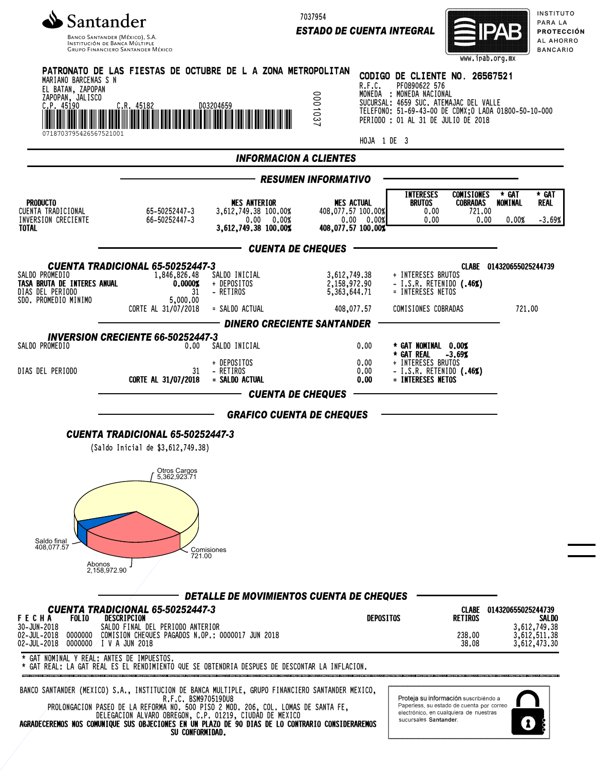**Santander**

Banco Santander (México), S.A.
Institución de Banca Múltiple
Grupo Financiero Santander México

7037954

**ESTADO DE CUENTA INTEGRAL**

IPAB — INSTITUTO PARA LA PROTECCIÓN AL AHORRO BANCARIO — www.ipab.org.mx

**PATRONATO DE LAS FIESTAS DE OCTUBRE DE L A ZONA METROPOLITAN**
MARIANO BARCENAS S N
EL BATAN, ZAPOPAN
ZAPOPAN, JALISCO
C.P. 45190 C.R. 45182 D03204659

0718703795426567521001

0001037

**CODIGO DE CLIENTE NO. 26567521**
R.F.C. PF0890622 576
MONEDA : MONEDA NACIONAL
SUCURSAL: 4659 SUC. ATEMAJAC DEL VALLE
TELEFONO: 51-69-43-00 DE CDMX;O LADA 01800-50-10-000
PERIODO : 01 AL 31 DE JULIO DE 2018

HOJA 1 DE 3

## INFORMACION A CLIENTES

### RESUMEN INFORMATIVO

| PRODUCTO | | MES ANTERIOR | MES ACTUAL | INTERESES BRUTOS | COMISIONES COBRADAS | * GAT NOMINAL | * GAT REAL |
|---|---|---|---|---|---|---|---|
| CUENTA TRADICIONAL | 65-50252447-3 | 3,612,749.38 100.00% | 408,077.57 100.00% | 0.00 | 721.00 | | |
| INVERSION CRECIENTE | 66-50252447-3 | 0.00 0.00% | 0.00 0.00% | 0.00 | 0.00 | 0.00% | -3.69% |
| **TOTAL** | | **3,612,749.38 100.00%** | **408,077.57 100.00%** | | | | |

### CUENTA DE CHEQUES

**CUENTA TRADICIONAL 65-50252447-3** — CLABE 014320655025244739

| | | | | | |
|---|---|---|---|---|---|
| SALDO PROMEDIO | 1,846,826.48 | SALDO INICIAL | 3,612,749.38 | + INTERESES BRUTOS | |
| **TASA BRUTA DE INTERES ANUAL** | **0.0000%** | + DEPOSITOS | 2,158,972.90 | - I.S.R. RETENIDO **(.46%)** | |
| DIAS DEL PERIODO | 31 | - RETIROS | 5,363,644.71 | = INTERESES NETOS | |
| SDO. PROMEDIO MINIMO | 5,000.00 | | | | |
| | CORTE AL 31/07/2018 | = SALDO ACTUAL | 408,077.57 | COMISIONES COBRADAS | 721.00 |

### DINERO CRECIENTE SANTANDER

**INVERSION CRECIENTE 66-50252447-3**

| | | | | |
|---|---|---|---|---|
| SALDO PROMEDIO | 0.00 | SALDO INICIAL | 0.00 | **\* GAT NOMINAL 0.00%** |
| | | | | **\* GAT REAL -3.69%** |
| | | + DEPOSITOS | 0.00 | + INTERESES BRUTOS |
| DIAS DEL PERIODO | 31 | - RETIROS | 0.00 | - I.S.R. RETENIDO **(.46%)** |
| | **CORTE AL 31/07/2018** | **= SALDO ACTUAL** | **0.00** | **= INTERESES NETOS** |

### CUENTA DE CHEQUES

### GRAFICO CUENTA DE CHEQUES

**CUENTA TRADICIONAL 65-50252447-3**

(Saldo Inicial de $3,612,749.38)

Otros Cargos 5,362,923.71
Saldo final 408,077.57
Comisiones 721.00
Abonos 2,158,972.90

### DETALLE DE MOVIMIENTOS CUENTA DE CHEQUES

**CUENTA TRADICIONAL 65-50252447-3** — CLABE 014320655025244739

| FECHA | FOLIO | DESCRIPCION | DEPOSITOS | RETIROS | SALDO |
|---|---|---|---|---|---|
| 30-JUN-2018 | | SALDO FINAL DEL PERIODO ANTERIOR | | | 3,612,749.38 |
| 02-JUL-2018 | 0000000 | COMISION CHEQUES PAGADOS N.OP.: 0000017 JUN 2018 | | 238.00 | 3,612,511.38 |
| 02-JUL-2018 | 0000000 | I V A JUN 2018 | | 38.08 | 3,612,473.30 |

\* GAT NOMINAL Y REAL: ANTES DE IMPUESTOS.
\* GAT REAL: LA GAT REAL ES EL RENDIMIENTO QUE SE OBTENDRIA DESPUES DE DESCONTAR LA INFLACION.

BANCO SANTANDER (MEXICO) S.A., INSTITUCION DE BANCA MULTIPLE, GRUPO FINANCIERO SANTANDER MEXICO,
R.F.C. BSM970519DU8
PROLONGACION PASEO DE LA REFORMA NO. 500 PISO 2 MOD. 206, COL. LOMAS DE SANTA FE,
DELEGACION ALVARO OBREGON, C.P. 01219, CIUDAD DE MEXICO
**AGRADECEREMOS NOS COMUNIQUE SUS OBJECIONES EN UN PLAZO DE 90 DIAS DE LO CONTRARIO CONSIDERAREMOS SU CONFORMIDAD.**

Proteja su información suscribiéndo a Paperless, su estado de cuenta por correo electrónico, en cualquiera de nuestras sucursales **Santander**.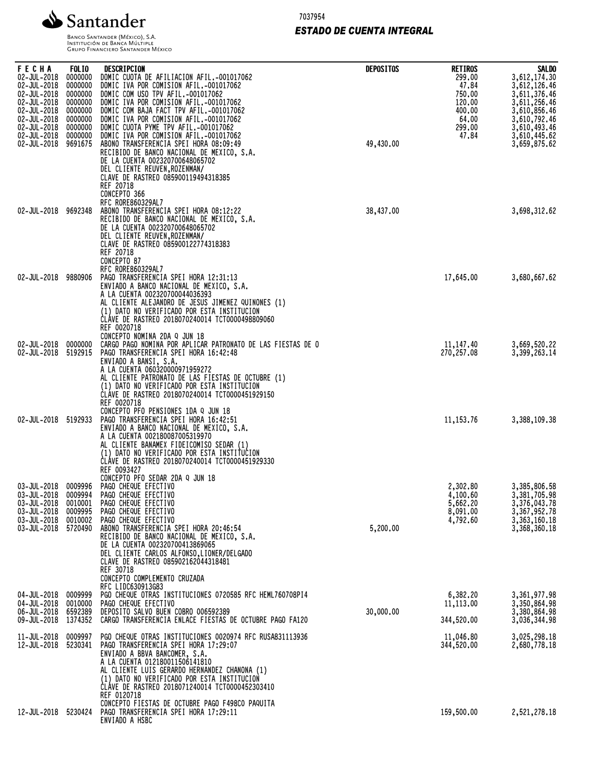Santander

BANCO SANTANDER (MÉXICO), S.A.
INSTITUCIÓN DE BANCA MÚLTIPLE
GRUPO FINANCIERO SANTANDER MÉXICO

7037954

**ESTADO DE CUENTA INTEGRAL**

| FECHA | FOLIO | DESCRIPCION | DEPOSITOS | RETIROS | SALDO |
|---|---|---|---|---|---|
| 02-JUL-2018 | 0000000 | DOMIC CUOTA DE AFILIACION AFIL.-001017062 | | 299.00 | 3,612,174.30 |
| 02-JUL-2018 | 0000000 | DOMIC IVA POR COMISION AFIL.-001017062 | | 47.84 | 3,612,126.46 |
| 02-JUL-2018 | 0000000 | DOMIC COM USO TPV AFIL.-001017062 | | 750.00 | 3,611,376.46 |
| 02-JUL-2018 | 0000000 | DOMIC IVA POR COMISION AFIL.-001017062 | | 120.00 | 3,611,256.46 |
| 02-JUL-2018 | 0000000 | DOMIC COM BAJA FACT TPV AFIL.-001017062 | | 400.00 | 3,610,856.46 |
| 02-JUL-2018 | 0000000 | DOMIC IVA POR COMISION AFIL.-001017062 | | 64.00 | 3,610,792.46 |
| 02-JUL-2018 | 0000000 | DOMIC CUOTA PYME TPV AFIL.-001017062 | | 299.00 | 3,610,493.46 |
| 02-JUL-2018 | 0000000 | DOMIC IVA POR COMISION AFIL.-001017062 | | 47.84 | 3,610,445.62 |
| 02-JUL-2018 | 9691675 | ABONO TRANSFERENCIA SPEI HORA 08:09:49<br>RECIBIDO DE BANCO NACIONAL DE MEXICO, S.A.<br>DE LA CUENTA 002320700648065702<br>DEL CLIENTE REUVEN,ROZENMAN/<br>CLAVE DE RASTREO 085900119494318385<br>REF 20718<br>CONCEPTO 366<br>RFC RORE860329AL7 | 49,430.00 | | 3,659,875.62 |
| 02-JUL-2018 | 9692348 | ABONO TRANSFERENCIA SPEI HORA 08:12:22<br>RECIBIDO DE BANCO NACIONAL DE MEXICO, S.A.<br>DE LA CUENTA 002320700648065702<br>DEL CLIENTE REUVEN,ROZENMAN/<br>CLAVE DE RASTREO 085900122774318383<br>REF 20718<br>CONCEPTO 87<br>RFC RORE860329AL7 | 38,437.00 | | 3,698,312.62 |
| 02-JUL-2018 | 9880906 | PAGO TRANSFERENCIA SPEI HORA 12:31:13<br>ENVIADO A BANCO NACIONAL DE MEXICO, S.A.<br>A LA CUENTA 002320700044036393<br>AL CLIENTE ALEJANDRO DE JESUS JIMENEZ QUINONES (1)<br>(1) DATO NO VERIFICADO POR ESTA INSTITUCION<br>CLAVE DE RASTREO 2018070240014 TCT0000498809060<br>REF 0020718<br>CONCEPTO NOMINA 2DA Q JUN 18 | | 17,645.00 | 3,680,667.62 |
| 02-JUL-2018 | 0000000 | CARGO PAGO NOMINA POR APLICAR PATRONATO DE LAS FIESTAS DE O | | 11,147.40 | 3,669,520.22 |
| 02-JUL-2018 | 5192915 | PAGO TRANSFERENCIA SPEI HORA 16:42:48<br>ENVIADO A BANSI, S.A.<br>A LA CUENTA 060320000971959272<br>AL CLIENTE PATRONATO DE LAS FIESTAS DE OCTUBRE (1)<br>(1) DATO NO VERIFICADO POR ESTA INSTITUCION<br>CLAVE DE RASTREO 2018070240014 TCT0000451929150<br>REF 0020718<br>CONCEPTO PFO PENSIONES 1DA Q JUN 18 | | 270,257.08 | 3,399,263.14 |
| 02-JUL-2018 | 5192933 | PAGO TRANSFERENCIA SPEI HORA 16:42:51<br>ENVIADO A BANCO NACIONAL DE MEXICO, S.A.<br>A LA CUENTA 002180087005319970<br>AL CLIENTE BANAMEX FIDEICOMISO SEDAR (1)<br>(1) DATO NO VERIFICADO POR ESTA INSTITUCION<br>CLAVE DE RASTREO 2018070240014 TCT0000451929330<br>REF 0093427<br>CONCEPTO PFO SEDAR 2DA Q JUN 18 | | 11,153.76 | 3,388,109.38 |
| 03-JUL-2018 | 0009996 | PAGO CHEQUE EFECTIVO | | 2,302.80 | 3,385,806.58 |
| 03-JUL-2018 | 0009994 | PAGO CHEQUE EFECTIVO | | 4,100.60 | 3,381,705.98 |
| 03-JUL-2018 | 0010001 | PAGO CHEQUE EFECTIVO | | 5,662.20 | 3,376,043.78 |
| 03-JUL-2018 | 0009995 | PAGO CHEQUE EFECTIVO | | 8,091.00 | 3,367,952.78 |
| 03-JUL-2018 | 0010002 | PAGO CHEQUE EFECTIVO | | 4,792.60 | 3,363,160.18 |
| 03-JUL-2018 | 5720490 | ABONO TRANSFERENCIA SPEI HORA 20:46:54<br>RECIBIDO DE BANCO NACIONAL DE MEXICO, S.A.<br>DE LA CUENTA 002320700413869065<br>DEL CLIENTE CARLOS ALFONSO,LIONER/DELGADO<br>CLAVE DE RASTREO 085902162044318481<br>REF 30718<br>CONCEPTO COMPLEMENTO CRUZADA<br>RFC LIDC630913G83 | 5,200.00 | | 3,368,360.18 |
| 04-JUL-2018 | 0009999 | PGO CHEQUE OTRAS INSTITUCIONES 0720585 RFC HEML760708PI4 | | 6,382.20 | 3,361,977.98 |
| 04-JUL-2018 | 0010000 | PAGO CHEQUE EFECTIVO | | 11,113.00 | 3,350,864.98 |
| 06-JUL-2018 | 6592389 | DEPOSITO SALVO BUEN COBRO 006592389 | 30,000.00 | | 3,380,864.98 |
| 09-JUL-2018 | 1374352 | CARGO TRANSFERENCIA ENLACE FIESTAS DE OCTUBRE PAGO FA120 | | 344,520.00 | 3,036,344.98 |
| 11-JUL-2018 | 0009997 | PGO CHEQUE OTRAS INSTITUCIONES 0020974 RFC RUSA831113936 | | 11,046.80 | 3,025,298.18 |
| 12-JUL-2018 | 5230341 | PAGO TRANSFERENCIA SPEI HORA 17:29:07<br>ENVIADO A BBVA BANCOMER, S.A.<br>A LA CUENTA 012180011506141810<br>AL CLIENTE LUIS GERARDO HERNANDEZ CHANONA (1)<br>(1) DATO NO VERIFICADO POR ESTA INSTITUCION<br>CLAVE DE RASTREO 2018071240014 TCT0000452303410<br>REF 0120718<br>CONCEPTO FIESTAS DE OCTUBRE PAGO F498CO PAQUITA | | 344,520.00 | 2,680,778.18 |
| 12-JUL-2018 | 5230424 | PAGO TRANSFERENCIA SPEI HORA 17:29:11<br>ENVIADO A HSBC | | 159,500.00 | 2,521,278.18 |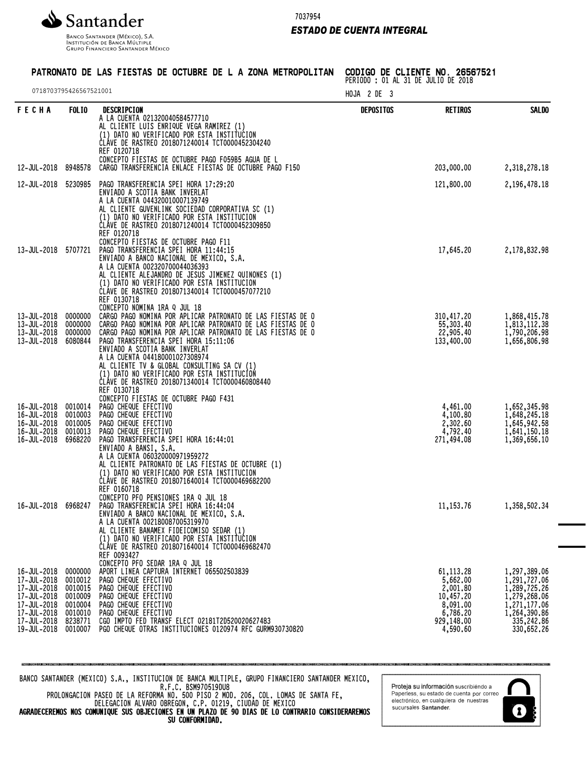**Santander**

BANCO SANTANDER (MÉXICO), S.A.
INSTITUCIÓN DE BANCA MÚLTIPLE
GRUPO FINANCIERO SANTANDER MÉXICO

7037954

***ESTADO DE CUENTA INTEGRAL***

**PATRONATO DE LAS FIESTAS DE OCTUBRE DE L A ZONA METROPOLITAN** **CODIGO DE CLIENTE NO. 26567521**
PERIODO : 01 AL 31 DE JULIO DE 2018

07187037954265675210001

HOJA 2 DE 3

| FECHA | FOLIO | DESCRIPCION | DEPOSITOS | RETIROS | SALDO |
|---|---|---|---|---|---|
| | | A LA CUENTA 021320040584577710<br>AL CLIENTE LUIS ENRIQUE VEGA RAMIREZ (1)<br>(1) DATO NO VERIFICADO POR ESTA INSTITUCION<br>CLAVE DE RASTREO 2018071240014 TCT0000452304240<br>REF 0120718<br>CONCEPTO FIESTAS DE OCTUBRE PAGO F059B5 AGUA DE L | | | |
| 12-JUL-2018 | 8948578 | CARGO TRANSFERENCIA ENLACE FIESTAS DE OCTUBRE PAGO F150 | | 203,000.00 | 2,318,278.18 |
| 12-JUL-2018 | 5230985 | PAGO TRANSFERENCIA SPEI HORA 17:29:20<br>ENVIADO A SCOTIA BANK INVERLAT<br>A LA CUENTA 044320010007139749<br>AL CLIENTE GUVENLINK SOCIEDAD CORPORATIVA SC (1)<br>(1) DATO NO VERIFICADO POR ESTA INSTITUCION<br>CLAVE DE RASTREO 2018071240014 TCT0000452309850<br>REF 0120718<br>CONCEPTO FIESTAS DE OCTUBRE PAGO F11 | | 121,800.00 | 2,196,478.18 |
| 13-JUL-2018 | 5707721 | PAGO TRANSFERENCIA SPEI HORA 11:44:15<br>ENVIADO A BANCO NACIONAL DE MEXICO, S.A.<br>A LA CUENTA 002320700044036393<br>AL CLIENTE ALEJANDRO DE JESUS JIMENEZ QUINONES (1)<br>(1) DATO NO VERIFICADO POR ESTA INSTITUCION<br>CLAVE DE RASTREO 2018071340014 TCT0000457077210<br>REF 0130718<br>CONCEPTO NOMINA 1RA Q JUL 18 | | 17,645.20 | 2,178,832.98 |
| 13-JUL-2018 | 0000000 | CARGO PAGO NOMINA POR APLICAR PATRONATO DE LAS FIESTAS DE O | | 310,417.20 | 1,868,415.78 |
| 13-JUL-2018 | 0000000 | CARGO PAGO NOMINA POR APLICAR PATRONATO DE LAS FIESTAS DE O | | 55,303.40 | 1,813,112.38 |
| 13-JUL-2018 | 0000000 | CARGO PAGO NOMINA POR APLICAR PATRONATO DE LAS FIESTAS DE O | | 22,905.40 | 1,790,206.98 |
| 13-JUL-2018 | 6080844 | PAGO TRANSFERENCIA SPEI HORA 15:11:06<br>ENVIADO A SCOTIA BANK INVERLAT<br>A LA CUENTA 044180001027308974<br>AL CLIENTE TV & GLOBAL CONSULTING SA CV (1)<br>(1) DATO NO VERIFICADO POR ESTA INSTITUCION<br>CLAVE DE RASTREO 2018071340014 TCT0000460808440<br>REF 0130718<br>CONCEPTO FIESTAS DE OCTUBRE PAGO F431 | | 133,400.00 | 1,656,806.98 |
| 16-JUL-2018 | 0010014 | PAGO CHEQUE EFECTIVO | | 4,461.00 | 1,652,345.98 |
| 16-JUL-2018 | 0010003 | PAGO CHEQUE EFECTIVO | | 4,100.80 | 1,648,245.18 |
| 16-JUL-2018 | 0010005 | PAGO CHEQUE EFECTIVO | | 2,302.60 | 1,645,942.58 |
| 16-JUL-2018 | 0010013 | PAGO CHEQUE EFECTIVO | | 4,792.40 | 1,641,150.18 |
| 16-JUL-2018 | 6968220 | PAGO TRANSFERENCIA SPEI HORA 16:44:01<br>ENVIADO A BANSI, S.A.<br>A LA CUENTA 060320000971959272<br>AL CLIENTE PATRONATO DE LAS FIESTAS DE OCTUBRE (1)<br>(1) DATO NO VERIFICADO POR ESTA INSTITUCION<br>CLAVE DE RASTREO 2018071640014 TCT0000469682200<br>REF 0160718<br>CONCEPTO PFO PENSIONES 1RA Q JUL 18 | | 271,494.08 | 1,369,656.10 |
| 16-JUL-2018 | 6968247 | PAGO TRANSFERENCIA SPEI HORA 16:44:04<br>ENVIADO A BANCO NACIONAL DE MEXICO, S.A.<br>A LA CUENTA 002180087005319970<br>AL CLIENTE BANAMEX FIDEICOMISO SEDAR (1)<br>(1) DATO NO VERIFICADO POR ESTA INSTITUCION<br>CLAVE DE RASTREO 2018071640014 TCT0000469682470<br>REF 0093427<br>CONCEPTO PFO SEDAR 1RA Q JUL 18 | | 11,153.76 | 1,358,502.34 |
| 16-JUL-2018 | 0000000 | APORT LINEA CAPTURA INTERNET 065502503839 | | 61,113.28 | 1,297,389.06 |
| 17-JUL-2018 | 0010012 | PAGO CHEQUE EFECTIVO | | 5,662.00 | 1,291,727.06 |
| 17-JUL-2018 | 0010015 | PAGO CHEQUE EFECTIVO | | 2,001.80 | 1,289,725.26 |
| 17-JUL-2018 | 0010009 | PAGO CHEQUE EFECTIVO | | 10,457.20 | 1,279,268.06 |
| 17-JUL-2018 | 0010004 | PAGO CHEQUE EFECTIVO | | 8,091.00 | 1,271,177.06 |
| 17-JUL-2018 | 0010010 | PAGO CHEQUE EFECTIVO | | 6,786.20 | 1,264,390.86 |
| 17-JUL-2018 | 8238771 | CGO IMPTO FED TRANSF ELECT 02181T2D520020627483 | | 929,148.00 | 335,242.86 |
| 19-JUL-2018 | 0010007 | PGO CHEQUE OTRAS INSTITUCIONES 0120974 RFC GURM930730820 | | 4,590.60 | 330,652.26 |

BANCO SANTANDER (MEXICO) S.A., INSTITUCION DE BANCA MULTIPLE, GRUPO FINANCIERO SANTANDER MEXICO,
R.F.C. BSM970519DU8
PROLONGACION PASEO DE LA REFORMA NO. 500 PISO 2 MOD. 206, COL. LOMAS DE SANTA FE,
DELEGACION ALVARO OBREGON, C.P. 01219, CIUDAD DE MEXICO
**AGRADECEREMOS NOS COMUNIQUE SUS OBJECIONES EN UN PLAZO DE 90 DIAS DE LO CONTRARIO CONSIDERAREMOS SU CONFORMIDAD.**

**Proteja su información** suscribiéndo a Paperless, su estado de cuenta por correo electrónico, en cualquiera de nuestras sucursales **Santander**.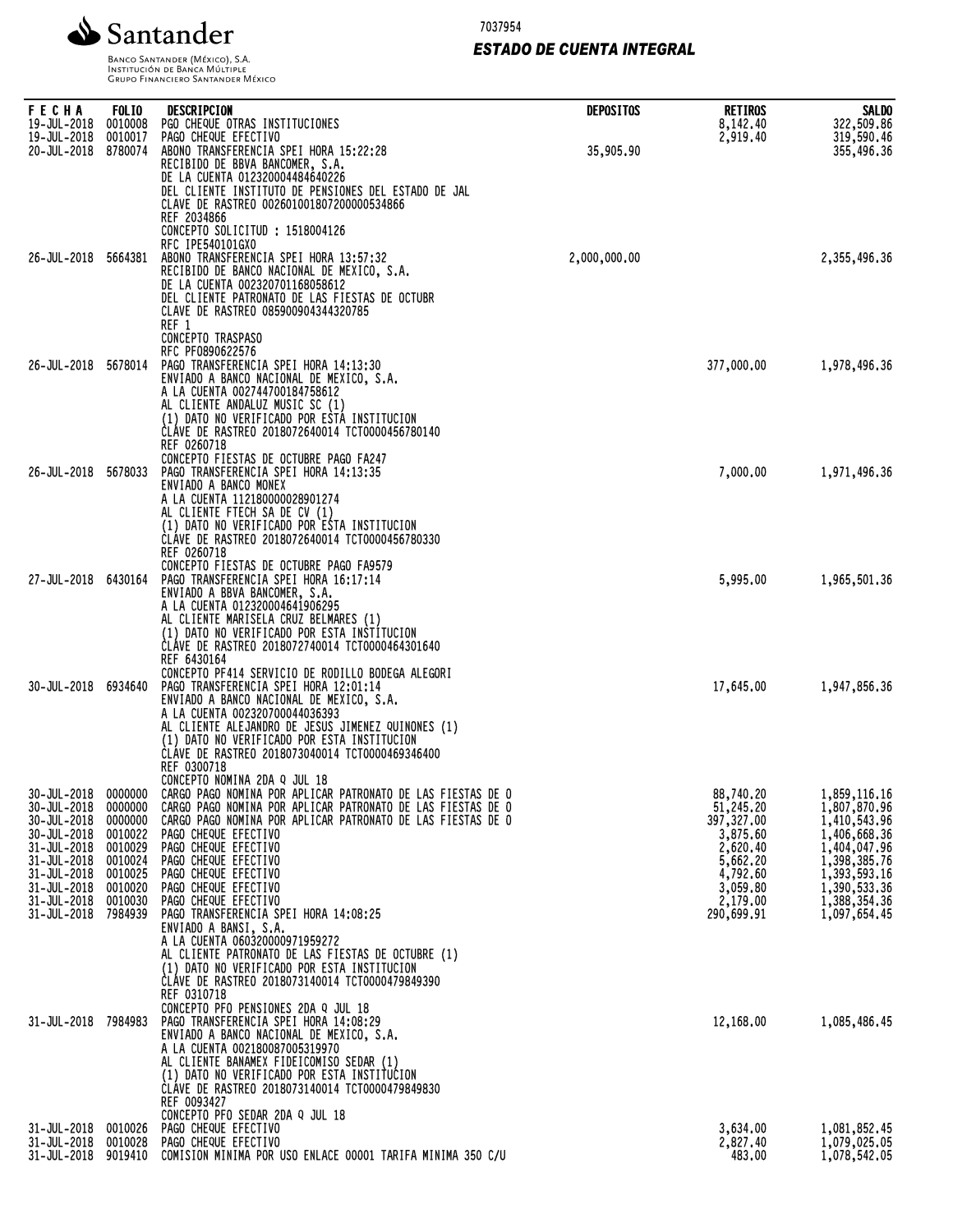Santander

Banco Santander (México), S.A.
Institución de Banca Múltiple
Grupo Financiero Santander México

7037954

## ESTADO DE CUENTA INTEGRAL

| FECHA | FOLIO | DESCRIPCION | DEPOSITOS | RETIROS | SALDO |
|---|---|---|---|---|---|
| 19-JUL-2018 | 0010008 | PGO CHEQUE OTRAS INSTITUCIONES | | 8,142.40 | 322,509.86 |
| 19-JUL-2018 | 0010017 | PAGO CHEQUE EFECTIVO | | 2,919.40 | 319,590.46 |
| 20-JUL-2018 | 8780074 | ABONO TRANSFERENCIA SPEI HORA 15:22:28<br>RECIBIDO DE BBVA BANCOMER, S.A.<br>DE LA CUENTA 012320004484640226<br>DEL CLIENTE INSTITUTO DE PENSIONES DEL ESTADO DE JAL<br>CLAVE DE RASTREO 002601001807200000534866<br>REF 2034866<br>CONCEPTO SOLICITUD : 1518004126<br>RFC IPE540101GX0 | 35,905.90 | | 355,496.36 |
| 26-JUL-2018 | 5664381 | ABONO TRANSFERENCIA SPEI HORA 13:57:32<br>RECIBIDO DE BANCO NACIONAL DE MEXICO, S.A.<br>DE LA CUENTA 002320701168058612<br>DEL CLIENTE PATRONATO DE LAS FIESTAS DE OCTUBR<br>CLAVE DE RASTREO 085900904344320785<br>REF 1<br>CONCEPTO TRASPASO<br>RFC PFO890622576 | 2,000,000.00 | | 2,355,496.36 |
| 26-JUL-2018 | 5678014 | PAGO TRANSFERENCIA SPEI HORA 14:13:30<br>ENVIADO A BANCO NACIONAL DE MEXICO, S.A.<br>A LA CUENTA 002744700184758612<br>AL CLIENTE ANDALUZ MUSIC SC (1)<br>(1) DATO NO VERIFICADO POR ESTA INSTITUCION<br>CLAVE DE RASTREO 2018072640014 TCT0000456780140<br>REF 0260718<br>CONCEPTO FIESTAS DE OCTUBRE PAGO FA247 | | 377,000.00 | 1,978,496.36 |
| 26-JUL-2018 | 5678033 | PAGO TRANSFERENCIA SPEI HORA 14:13:35<br>ENVIADO A BANCO MONEX<br>A LA CUENTA 112180000028901274<br>AL CLIENTE FTECH SA DE CV (1)<br>(1) DATO NO VERIFICADO POR ESTA INSTITUCION<br>CLAVE DE RASTREO 2018072640014 TCT0000456780330<br>REF 0260718<br>CONCEPTO FIESTAS DE OCTUBRE PAGO FA9579 | | 7,000.00 | 1,971,496.36 |
| 27-JUL-2018 | 6430164 | PAGO TRANSFERENCIA SPEI HORA 16:17:14<br>ENVIADO A BBVA BANCOMER, S.A.<br>A LA CUENTA 012320004641906295<br>AL CLIENTE MARISELA CRUZ BELMARES (1)<br>(1) DATO NO VERIFICADO POR ESTA INSTITUCION<br>CLAVE DE RASTREO 2018072740014 TCT0000464301640<br>REF 6430164<br>CONCEPTO PF414 SERVICIO DE RODILLO BODEGA ALEGORI | | 5,995.00 | 1,965,501.36 |
| 30-JUL-2018 | 6934640 | PAGO TRANSFERENCIA SPEI HORA 12:01:14<br>ENVIADO A BANCO NACIONAL DE MEXICO, S.A.<br>A LA CUENTA 002320700044036393<br>AL CLIENTE ALEJANDRO DE JESUS JIMENEZ QUINONES (1)<br>(1) DATO NO VERIFICADO POR ESTA INSTITUCION<br>CLAVE DE RASTREO 2018073040014 TCT0000469346400<br>REF 0300718<br>CONCEPTO NOMINA 2DA Q JUL 18 | | 17,645.00 | 1,947,856.36 |
| 30-JUL-2018 | 0000000 | CARGO PAGO NOMINA POR APLICAR PATRONATO DE LAS FIESTAS DE O | | 88,740.20 | 1,859,116.16 |
| 30-JUL-2018 | 0000000 | CARGO PAGO NOMINA POR APLICAR PATRONATO DE LAS FIESTAS DE O | | 51,245.20 | 1,807,870.96 |
| 30-JUL-2018 | 0000000 | CARGO PAGO NOMINA POR APLICAR PATRONATO DE LAS FIESTAS DE O | | 397,327.00 | 1,410,543.96 |
| 30-JUL-2018 | 0010022 | PAGO CHEQUE EFECTIVO | | 3,875.60 | 1,406,668.36 |
| 31-JUL-2018 | 0010029 | PAGO CHEQUE EFECTIVO | | 2,620.40 | 1,404,047.96 |
| 31-JUL-2018 | 0010024 | PAGO CHEQUE EFECTIVO | | 5,662.20 | 1,398,385.76 |
| 31-JUL-2018 | 0010025 | PAGO CHEQUE EFECTIVO | | 4,792.60 | 1,393,593.16 |
| 31-JUL-2018 | 0010020 | PAGO CHEQUE EFECTIVO | | 3,059.80 | 1,390,533.36 |
| 31-JUL-2018 | 0010030 | PAGO CHEQUE EFECTIVO | | 2,179.00 | 1,388,354.36 |
| 31-JUL-2018 | 7984939 | PAGO TRANSFERENCIA SPEI HORA 14:08:25<br>ENVIADO A BANSI, S.A.<br>A LA CUENTA 060320000971959272<br>AL CLIENTE PATRONATO DE LAS FIESTAS DE OCTUBRE (1)<br>(1) DATO NO VERIFICADO POR ESTA INSTITUCION<br>CLAVE DE RASTREO 2018073140014 TCT0000479849390<br>REF 0310718<br>CONCEPTO PFO PENSIONES 2DA Q JUL 18 | | 290,699.91 | 1,097,654.45 |
| 31-JUL-2018 | 7984983 | PAGO TRANSFERENCIA SPEI HORA 14:08:29<br>ENVIADO A BANCO NACIONAL DE MEXICO, S.A.<br>A LA CUENTA 002180087005319970<br>AL CLIENTE BANAMEX FIDEICOMISO SEDAR (1)<br>(1) DATO NO VERIFICADO POR ESTA INSTITUCION<br>CLAVE DE RASTREO 2018073140014 TCT0000479849830<br>REF 0093427<br>CONCEPTO PFO SEDAR 2DA Q JUL 18 | | 12,168.00 | 1,085,486.45 |
| 31-JUL-2018 | 0010026 | PAGO CHEQUE EFECTIVO | | 3,634.00 | 1,081,852.45 |
| 31-JUL-2018 | 0010028 | PAGO CHEQUE EFECTIVO | | 2,827.40 | 1,079,025.05 |
| 31-JUL-2018 | 9019410 | COMISION MINIMA POR USO ENLACE 00001 TARIFA MINIMA 350 C/U | | 483.00 | 1,078,542.05 |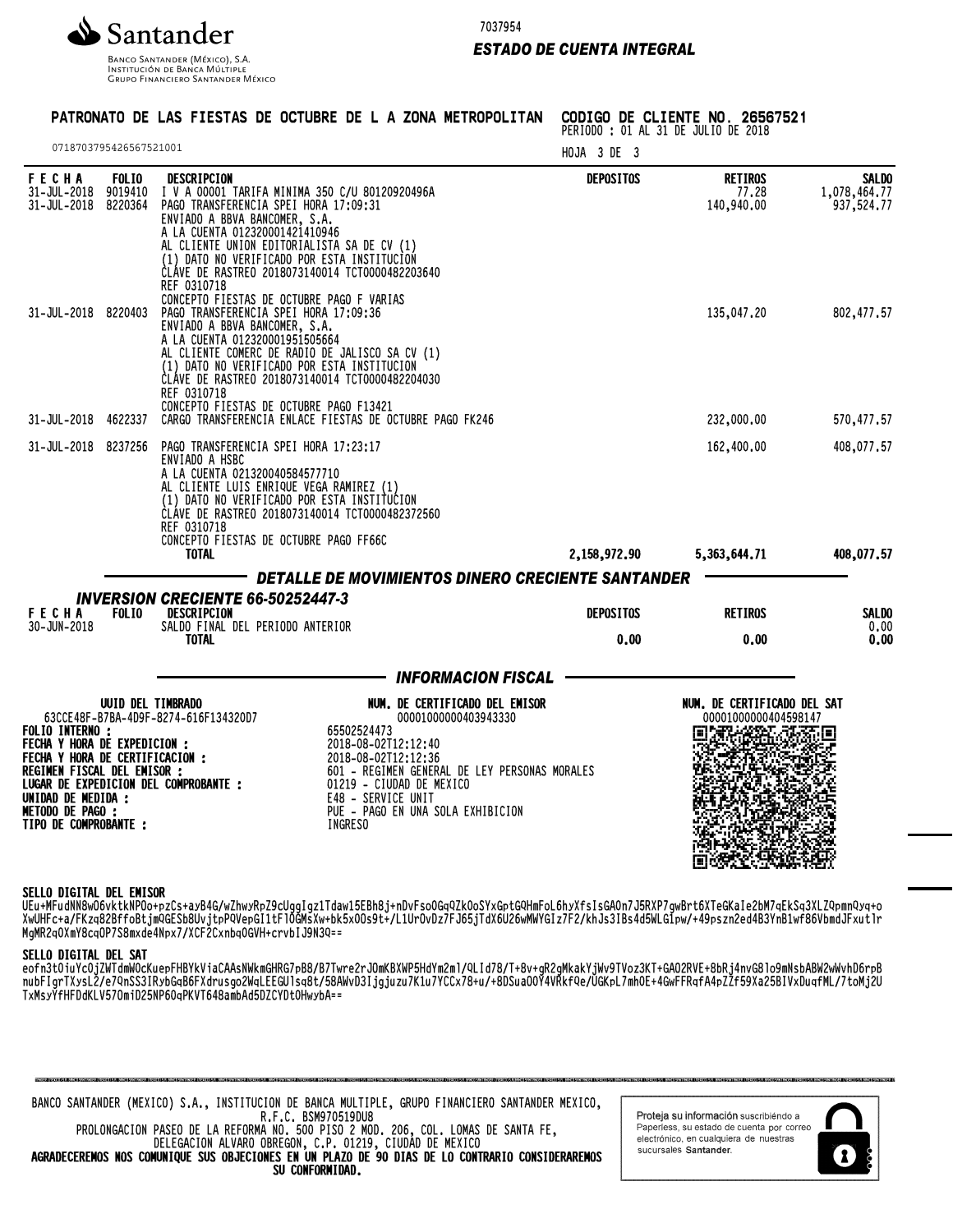Santander

BANCO SANTANDER (MÉXICO), S.A.
INSTITUCIÓN DE BANCA MÚLTIPLE
GRUPO FINANCIERO SANTANDER MÉXICO

7037954

***ESTADO DE CUENTA INTEGRAL***

**PATRONATO DE LAS FIESTAS DE OCTUBRE DE L A ZONA METROPOLITAN**  **CODIGO DE CLIENTE NO. 26567521**
PERIODO : 01 AL 31 DE JULIO DE 2018

07187037954265675210001

HOJA 3 DE 3

| FECHA | FOLIO | DESCRIPCION | DEPOSITOS | RETIROS | SALDO |
|---|---|---|---|---|---|
| 31-JUL-2018 | 9019410 | I V A 00001 TARIFA MINIMA 350 C/U 80120920496A | | 77.28 | 1,078,464.77 |
| 31-JUL-2018 | 8220364 | PAGO TRANSFERENCIA SPEI HORA 17:09:31 ENVIADO A BBVA BANCOMER, S.A. A LA CUENTA 012320001421410946 AL CLIENTE UNION EDITORIALISTA SA DE CV (1) (1) DATO NO VERIFICADO POR ESTA INSTITUCION CLAVE DE RASTREO 2018073140014 TCT0000482203640 REF 0310718 CONCEPTO FIESTAS DE OCTUBRE PAGO F VARIAS | | 140,940.00 | 937,524.77 |
| 31-JUL-2018 | 8220403 | PAGO TRANSFERENCIA SPEI HORA 17:09:36 ENVIADO A BBVA BANCOMER, S.A. A LA CUENTA 012320001951505664 AL CLIENTE COMERC DE RADIO DE JALISCO SA CV (1) (1) DATO NO VERIFICADO POR ESTA INSTITUCION CLAVE DE RASTREO 2018073140014 TCT0000482204030 REF 0310718 CONCEPTO FIESTAS DE OCTUBRE PAGO F13421 | | 135,047.20 | 802,477.57 |
| 31-JUL-2018 | 4622337 | CARGO TRANSFERENCIA ENLACE FIESTAS DE OCTUBRE PAGO FK246 | | 232,000.00 | 570,477.57 |
| 31-JUL-2018 | 8237256 | PAGO TRANSFERENCIA SPEI HORA 17:23:17 ENVIADO A HSBC A LA CUENTA 021320040584577710 AL CLIENTE LUIS ENRIQUE VEGA RAMIREZ (1) (1) DATO NO VERIFICADO POR ESTA INSTITUCION CLAVE DE RASTREO 2018073140014 TCT0000482372560 REF 0310718 CONCEPTO FIESTAS DE OCTUBRE PAGO FF66C | | 162,400.00 | 408,077.57 |
| | | **TOTAL** | **2,158,972.90** | **5,363,644.71** | **408,077.57** |

## *DETALLE DE MOVIMIENTOS DINERO CRECIENTE SANTANDER*

### *INVERSION CRECIENTE 66-50252447-3*

| FECHA | FOLIO | DESCRIPCION | DEPOSITOS | RETIROS | SALDO |
|---|---|---|---|---|---|
| 30-JUN-2018 | | SALDO FINAL DEL PERIODO ANTERIOR | | | 0.00 |
| | | **TOTAL** | **0.00** | **0.00** | **0.00** |

## *INFORMACION FISCAL*

**UUID DEL TIMBRADO**
63CCE48F-B7BA-4D9F-8274-616F134320D7

**NUM. DE CERTIFICADO DEL EMISOR**
00001000000403943330

**NUM. DE CERTIFICADO DEL SAT**
00001000000404598147

**FOLIO INTERNO :** 65502524473
**FECHA Y HORA DE EXPEDICION :** 2018-08-02T12:12:40
**FECHA Y HORA DE CERTIFICACION :** 2018-08-02T12:12:36
**REGIMEN FISCAL DEL EMISOR :** 601 - REGIMEN GENERAL DE LEY PERSONAS MORALES
**LUGAR DE EXPEDICION DEL COMPROBANTE :** 01219 - CIUDAD DE MEXICO
**UNIDAD DE MEDIDA :** E48 - SERVICE UNIT
**METODO DE PAGO :** PUE - PAGO EN UNA SOLA EXHIBICION
**TIPO DE COMPROBANTE :** INGRESO

**SELLO DIGITAL DEL EMISOR**
UEu+MFudNN8wO6vktkNPOo+pzCs+ayB4G/wZhwyRpZ9cUggIgz1Tdaw15EBh8j+nDvFsoOGqQZkOoSYxGptGQHmFoL6hyXfsIsGAOn7J5RXP7gwBrt6XTeGKaIe2bM7qEkSq3XLZQpmnQyq+oXwUHFc+a/FKzq82BffoBtjmQGESb8UvjtpPQVepGI1tF1OGMsXw+bk5xOOs9t+/L1UrOvDz7FJ65jTdX6U26wMWYGIz7F2/khJs3IBs4d5WLGIpw/+49pszn2ed4B3YnB1wf86VbmdJFxutlrMgMR2qOXmY8cqOP7S8mxde4Npx7/XCF2CxnbqOGVH+crvbIJ9N3Q==

**SELLO DIGITAL DEL SAT**
eofn3tOiuYcOjZWTdmWOcKuepFHBYkViaCAAsNWkmGHRG7pB8/B7Twre2rJOmKBXWP5HdYm2m1/QLId78/T+8v+gR2gMkakYjWv9TVoz3KT+GAO2RVE+8bRj4nvG8lo9mNsbABW2wWvhD6rpBnubFIgrTXysL2/e7QnSS3IRybGqB6FXdrusgo2WqLEEGUlsq8t/58AWvD3Ijgjuzu7K1u7YCCx78+u/+8DSuaOOY4VRkfQe/UGKpL7mhOE+4GwFFRqfA4pZZf59Xa25BIVxDuqfML/7toMj2UTxMsyYfHFDdKLV57OmiD25NP6OqPKVT648ambAd5DZCYDtOHwybA==

BANCO SANTANDER (MEXICO) S.A., INSTITUCION DE BANCA MULTIPLE, GRUPO FINANCIERO SANTANDER MEXICO,
R.F.C. BSM970519DU8
PROLONGACION PASEO DE LA REFORMA NO. 500 PISO 2 MOD. 206, COL. LOMAS DE SANTA FE,
DELEGACION ALVARO OBREGON, C.P. 01219, CIUDAD DE MEXICO
**AGRADECEREMOS NOS COMUNIQUE SUS OBJECIONES EN UN PLAZO DE 90 DIAS DE LO CONTRARIO CONSIDERAREMOS SU CONFORMIDAD.**

Proteja su información suscribiéndo a Paperless, su estado de cuenta por correo electrónico, en cualquiera de nuestras sucursales Santander.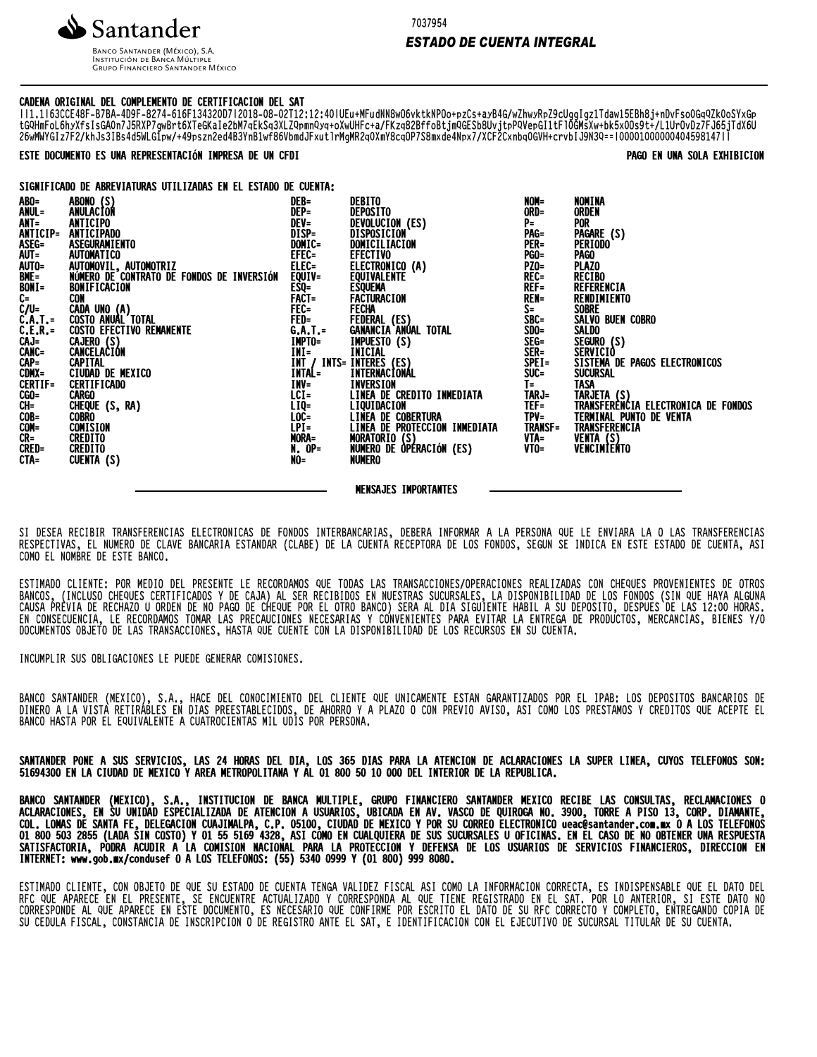Santander

BANCO SANTANDER (MÉXICO), S.A.
INSTITUCIÓN DE BANCA MÚLTIPLE
GRUPO FINANCIERO SANTANDER MÉXICO

7037954

**ESTADO DE CUENTA INTEGRAL**

**CADENA ORIGINAL DEL COMPLEMENTO DE CERTIFICACION DEL SAT**

||1.1|63CCE48F-B7BA-4D9F-8274-616F134320D7|2018-08-02T12:12:40|UEu+MFudNN8wO6vktkNPOo+pzCs+ayB4G/wZhwyRpZ9cUggIgz1Tdaw15EBh8j+nDvFsoOGqQZkOoSYxGp tGQHmFoL6hyXfsIsGAOn7J5RXP7gwBrt6XTeGKaIe2bM7qEkSq3XLZQpmnQyq+oXwUHFc+a/FKzq82BffoBtjmQGESb8UvjtpPQVepGI1tF1OGMsXw+bk5xOOs9t+/L1UrOvDz7FJ65jTdX6U 26wMWYGIz7F2/khJs3IBs4d5WLGlpw/+49pszn2ed4B3YnB1wf86VbmdJFxut1rMgMR2qOXmY8cqOP7S8mxde4Npx7/XCF2Cxnbq0GVH+crvbIJ9N3Q==|00001000000404598147||

**ESTE DOCUMENTO ES UNA REPRESENTACIÓN IMPRESA DE UN CFDI** **PAGO EN UNA SOLA EXHIBICION**

**SIGNIFICADO DE ABREVIATURAS UTILIZADAS EN EL ESTADO DE CUENTA:**

| | | | | | |
|---|---|---|---|---|---|
| ABO= | ABONO (S) | DEB= | DEBITO | NOM= | NOMINA |
| ANUL= | ANULACIÓN | DEP= | DEPOSITO | ORD= | ORDEN |
| ANT= | ANTICIPO | DEV= | DEVOLUCION (ES) | P= | POR |
| ANTICIP= | ANTICIPADO | DISP= | DISPOSICION | PAG= | PAGARE (S) |
| ASEG= | ASEGURAMIENTO | DOMIC= | DOMICILIACION | PER= | PERIODO |
| AUT= | AUTOMATICO | EFEC= | EFECTIVO | PGO= | PAGO |
| AUTO= | AUTOMOVIL, AUTOMOTRIZ | ELEC= | ELECTRONICO (A) | PZO= | PLAZO |
| BME= | NÚMERO DE CONTRATO DE FONDOS DE INVERSIÓN | EQUIV= | EQUIVALENTE | REC= | RECIBO |
| BONI= | BONIFICACION | ESQ= | ESQUEMA | REF= | REFERENCIA |
| C= | CON | FACT= | FACTURACION | REN= | RENDIMIENTO |
| C/U= | CADA UNO (A) | FEC= | FECHA | S= | SOBRE |
| C.A.T.= | COSTO ANUAL TOTAL | FED= | FEDERAL (ES) | SBC= | SALVO BUEN COBRO |
| C.E.R.= | COSTO EFECTIVO REMANENTE | G.A.T.= | GANANCIA ANUAL TOTAL | SDO= | SALDO |
| CAJ= | CAJERO (S) | IMPTO= | IMPUESTO (S) | SEG= | SEGURO (S) |
| CANC= | CANCELACIÓN | INI= | INICIAL | SER= | SERVICIO |
| CAP= | CAPITAL | INT / INTS= | INTERES (ES) | SPEI= | SISTEMA DE PAGOS ELECTRONICOS |
| CDMX= | CIUDAD DE MEXICO | INTAL= | INTERNACIONAL | SUC= | SUCURSAL |
| CERTIF= | CERTIFICADO | INV= | INVERSION | T= | TASA |
| CGO= | CARGO | LCI= | LINEA DE CREDITO INMEDIATA | TARJ= | TARJETA (S) |
| CH= | CHEQUE (S, RA) | LIQ= | LIQUIDACION | TEF= | TRANSFERENCIA ELECTRONICA DE FONDOS |
| COB= | COBRO | LOC= | LINEA DE COBERTURA | TPV= | TERMINAL PUNTO DE VENTA |
| COM= | COMISION | LPI= | LINEA DE PROTECCION INMEDIATA | TRANSF= | TRANSFERENCIA |
| CR= | CREDITO | MORA= | MORATORIO (S) | VTA= | VENTA (S) |
| CRED= | CREDITO | N. OP= | NUMERO DE OPERACIÓN (ES) | VTO= | VENCIMIENTO |
| CTA= | CUENTA (S) | NO= | NUMERO | | |

**MENSAJES IMPORTANTES**

SI DESEA RECIBIR TRANSFERENCIAS ELECTRONICAS DE FONDOS INTERBANCARIAS, DEBERA INFORMAR A LA PERSONA QUE LE ENVIARA LA O LAS TRANSFERENCIAS RESPECTIVAS, EL NUMERO DE CLAVE BANCARIA ESTANDAR (CLABE) DE LA CUENTA RECEPTORA DE LOS FONDOS, SEGUN SE INDICA EN ESTE ESTADO DE CUENTA, ASI COMO EL NOMBRE DE ESTE BANCO.

ESTIMADO CLIENTE: POR MEDIO DEL PRESENTE LE RECORDAMOS QUE TODAS LAS TRANSACCIONES/OPERACIONES REALIZADAS CON CHEQUES PROVENIENTES DE OTROS BANCOS, (INCLUSO CHEQUES CERTIFICADOS Y DE CAJA) AL SER RECIBIDOS EN NUESTRAS SUCURSALES, LA DISPONIBILIDAD DE LOS FONDOS (SIN QUE HAYA ALGUNA CAUSA PREVIA DE RECHAZO U ORDEN DE NO PAGO DE CHEQUE POR EL OTRO BANCO) SERA AL DIA SIGUIENTE HABIL A SU DEPOSITO, DESPUES DE LAS 12:00 HORAS. EN CONSECUENCIA, LE RECORDAMOS TOMAR LAS PRECAUCIONES NECESARIAS Y CONVENIENTES PARA EVITAR LA ENTREGA DE PRODUCTOS, MERCANCIAS, BIENES Y/O DOCUMENTOS OBJETO DE LAS TRANSACCIONES, HASTA QUE CUENTE CON LA DISPONIBILIDAD DE LOS RECURSOS EN SU CUENTA.

INCUMPLIR SUS OBLIGACIONES LE PUEDE GENERAR COMISIONES.

BANCO SANTANDER (MEXICO), S.A., HACE DEL CONOCIMIENTO DEL CLIENTE QUE UNICAMENTE ESTAN GARANTIZADOS POR EL IPAB: LOS DEPOSITOS BANCARIOS DE DINERO A LA VISTA RETIRABLES EN DIAS PREESTABLECIDOS, DE AHORRO Y A PLAZO O CON PREVIO AVISO, ASI COMO LOS PRESTAMOS Y CREDITOS QUE ACEPTE EL BANCO HASTA POR EL EQUIVALENTE A CUATROCIENTAS MIL UDIS POR PERSONA.

**SANTANDER PONE A SUS SERVICIOS, LAS 24 HORAS DEL DIA, LOS 365 DIAS PARA LA ATENCION DE ACLARACIONES LA SUPER LINEA, CUYOS TELEFONOS SON: 51694300 EN LA CIUDAD DE MEXICO Y AREA METROPOLITANA Y AL 01 800 50 10 000 DEL INTERIOR DE LA REPUBLICA.**

**BANCO SANTANDER (MEXICO), S.A., INSTITUCION DE BANCA MULTIPLE, GRUPO FINANCIERO SANTANDER MEXICO RECIBE LAS CONSULTAS, RECLAMACIONES O ACLARACIONES, EN SU UNIDAD ESPECIALIZADA DE ATENCION A USUARIOS, UBICADA EN AV. VASCO DE QUIROGA NO. 3900, TORRE A PISO 13, CORP. DIAMANTE, COL. LOMAS DE SANTA FE, DELEGACION CUAJIMALPA, C.P. 05100, CIUDAD DE MEXICO Y POR SU CORREO ELECTRONICO ueac@santander.com.mx O A LOS TELEFONOS 01 800 503 2855 (LADA SIN COSTO) Y 01 55 5169 4328, ASI COMO EN CUALQUIERA DE SUS SUCURSALES U OFICINAS. EN EL CASO DE NO OBTENER UNA RESPUESTA SATISFACTORIA, PODRA ACUDIR A LA COMISION NACIONAL PARA LA PROTECCION Y DEFENSA DE LOS USUARIOS DE SERVICIOS FINANCIEROS, DIRECCION EN INTERNET: www.gob.mx/condusef O A LOS TELEFONOS: (55) 5340 0999 Y (01 800) 999 8080.**

ESTIMADO CLIENTE, CON OBJETO DE QUE SU ESTADO DE CUENTA TENGA VALIDEZ FISCAL ASI COMO LA INFORMACION CORRECTA, ES INDISPENSABLE QUE EL DATO DEL RFC QUE APARECE EN EL PRESENTE, SE ENCUENTRE ACTUALIZADO Y CORRESPONDA AL QUE TIENE REGISTRADO EN EL SAT. POR LO ANTERIOR, SI ESTE DATO NO CORRESPONDE AL QUE APARECE EN ESTE DOCUMENTO, ES NECESARIO QUE CONFIRME POR ESCRITO EL DATO DE SU RFC CORRECTO Y COMPLETO, ENTREGANDO COPIA DE SU CEDULA FISCAL, CONSTANCIA DE INSCRIPCION O DE REGISTRO ANTE EL SAT, E IDENTIFICACION CON EL EJECUTIVO DE SUCURSAL TITULAR DE SU CUENTA.